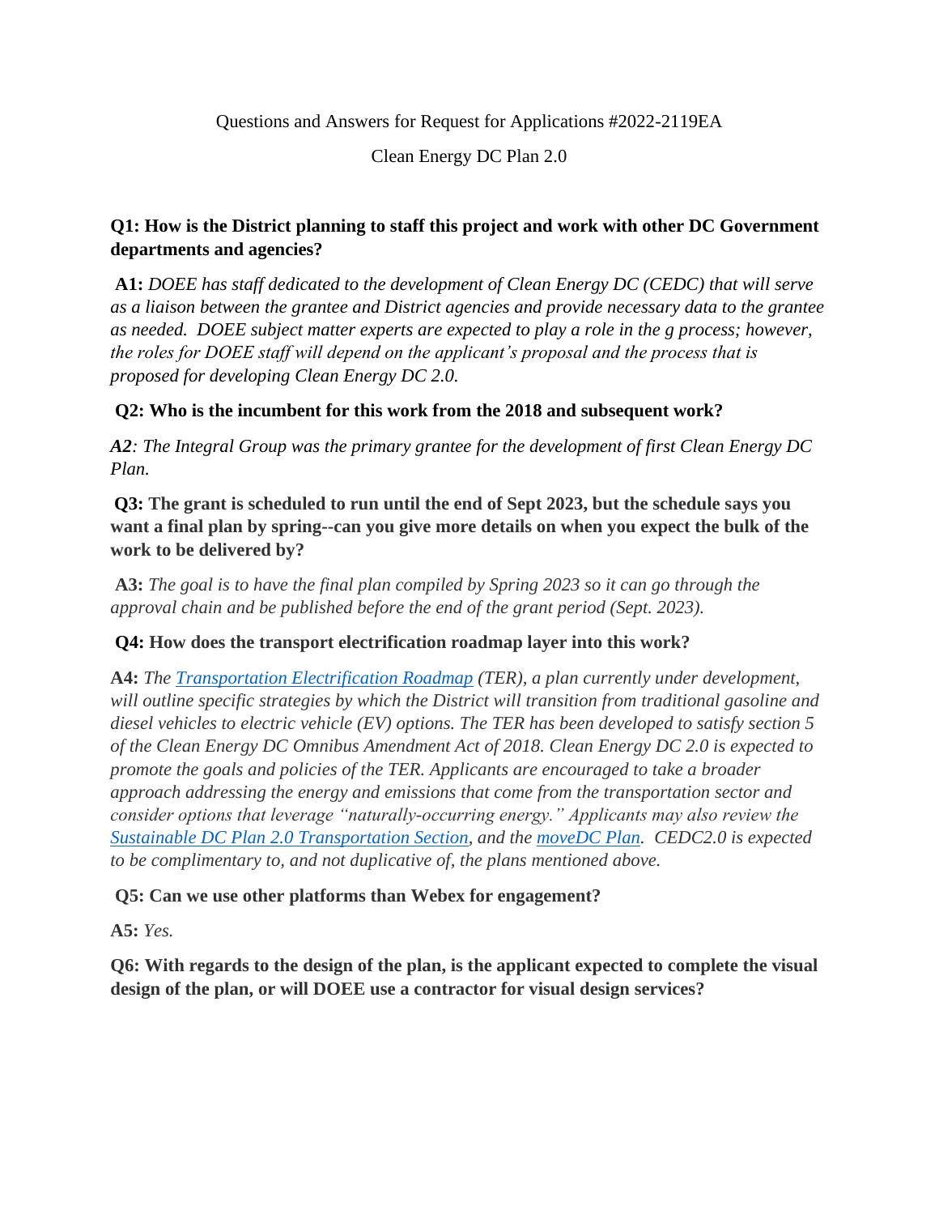Questions and Answers for Request for Applications #2022-2119EA

Clean Energy DC Plan 2.0

**Q1: How is the District planning to staff this project and work with other DC Government departments and agencies?**

**A1:** *DOEE has staff dedicated to the development of Clean Energy DC (CEDC) that will serve as a liaison between the grantee and District agencies and provide necessary data to the grantee as needed. DOEE subject matter experts are expected to play a role in the g process; however, the roles for DOEE staff will depend on the applicant's proposal and the process that is proposed for developing Clean Energy DC 2.0.*

**Q2: Who is the incumbent for this work from the 2018 and subsequent work?**

***A2****: The Integral Group was the primary grantee for the development of first Clean Energy DC Plan.*

**Q3: The grant is scheduled to run until the end of Sept 2023, but the schedule says you want a final plan by spring--can you give more details on when you expect the bulk of the work to be delivered by?**

**A3:** *The goal is to have the final plan compiled by Spring 2023 so it can go through the approval chain and be published before the end of the grant period (Sept. 2023).*

**Q4: How does the transport electrification roadmap layer into this work?**

**A4:** *The Transportation Electrification Roadmap (TER), a plan currently under development, will outline specific strategies by which the District will transition from traditional gasoline and diesel vehicles to electric vehicle (EV) options. The TER has been developed to satisfy section 5 of the Clean Energy DC Omnibus Amendment Act of 2018. Clean Energy DC 2.0 is expected to promote the goals and policies of the TER. Applicants are encouraged to take a broader approach addressing the energy and emissions that come from the transportation sector and consider options that leverage "naturally-occurring energy." Applicants may also review the Sustainable DC Plan 2.0 Transportation Section, and the moveDC Plan. CEDC2.0 is expected to be complimentary to, and not duplicative of, the plans mentioned above.*

**Q5: Can we use other platforms than Webex for engagement?**

**A5:** *Yes.*

**Q6: With regards to the design of the plan, is the applicant expected to complete the visual design of the plan, or will DOEE use a contractor for visual design services?**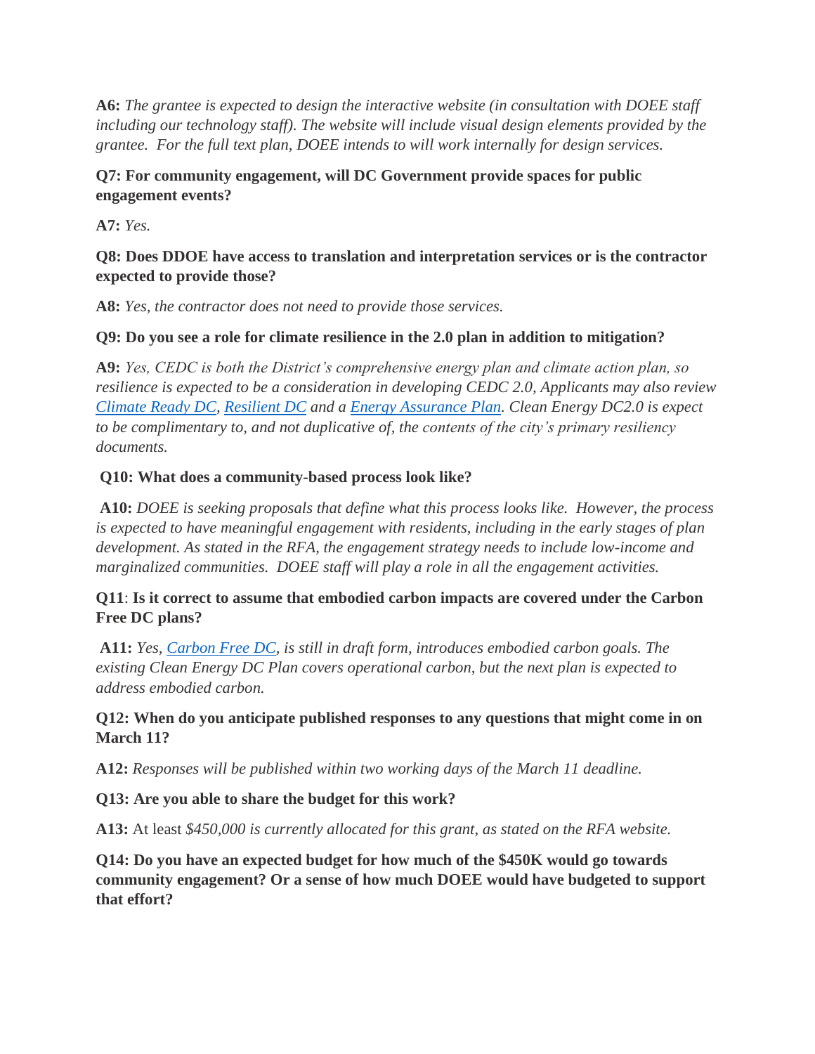**A6:** *The grantee is expected to design the interactive website (in consultation with DOEE staff including our technology staff). The website will include visual design elements provided by the grantee. For the full text plan, DOEE intends to will work internally for design services.*

**Q7: For community engagement, will DC Government provide spaces for public engagement events?**

**A7:** *Yes.*

**Q8: Does DDOE have access to translation and interpretation services or is the contractor expected to provide those?**

**A8:** *Yes, the contractor does not need to provide those services.*

**Q9: Do you see a role for climate resilience in the 2.0 plan in addition to mitigation?**

**A9:** *Yes, CEDC is both the District's comprehensive energy plan and climate action plan, so resilience is expected to be a consideration in developing CEDC 2.0, Applicants may also review [Climate Ready DC](), [Resilient DC]() and a [Energy Assurance Plan](). Clean Energy DC2.0 is expect to be complimentary to, and not duplicative of, the contents of the city's primary resiliency documents.*

**Q10: What does a community-based process look like?**

**A10:** *DOEE is seeking proposals that define what this process looks like. However, the process is expected to have meaningful engagement with residents, including in the early stages of plan development. As stated in the RFA, the engagement strategy needs to include low-income and marginalized communities. DOEE staff will play a role in all the engagement activities.*

**Q11**: **Is it correct to assume that embodied carbon impacts are covered under the Carbon Free DC plans?**

**A11:** *Yes, [Carbon Free DC](), is still in draft form, introduces embodied carbon goals. The existing Clean Energy DC Plan covers operational carbon, but the next plan is expected to address embodied carbon.*

**Q12: When do you anticipate published responses to any questions that might come in on March 11?**

**A12:** *Responses will be published within two working days of the March 11 deadline.*

**Q13: Are you able to share the budget for this work?**

**A13:** At least *$450,000 is currently allocated for this grant, as stated on the RFA website.*

**Q14: Do you have an expected budget for how much of the $450K would go towards community engagement? Or a sense of how much DOEE would have budgeted to support that effort?**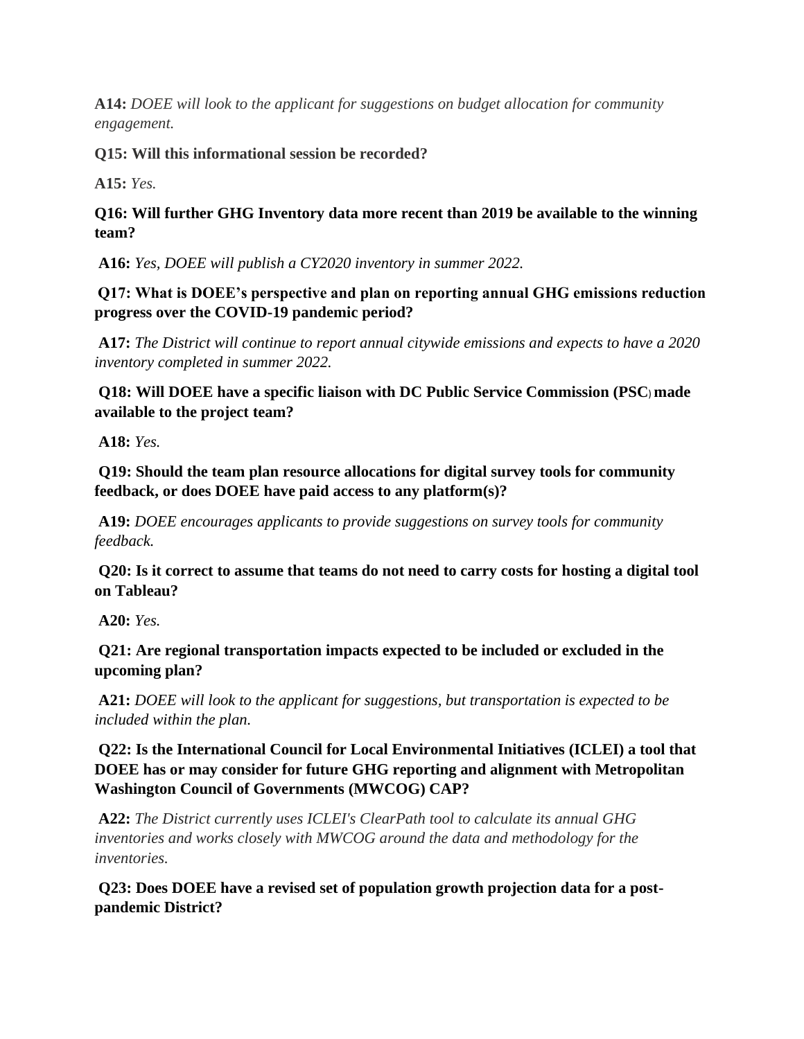**A14:** *DOEE will look to the applicant for suggestions on budget allocation for community engagement.*

**Q15: Will this informational session be recorded?**

**A15:** *Yes.*

**Q16: Will further GHG Inventory data more recent than 2019 be available to the winning team?**

**A16:** *Yes, DOEE will publish a CY2020 inventory in summer 2022.*

**Q17: What is DOEE's perspective and plan on reporting annual GHG emissions reduction progress over the COVID-19 pandemic period?**

**A17:** *The District will continue to report annual citywide emissions and expects to have a 2020 inventory completed in summer 2022.*

**Q18: Will DOEE have a specific liaison with DC Public Service Commission (PSC) made available to the project team?**

**A18:** *Yes.*

**Q19: Should the team plan resource allocations for digital survey tools for community feedback, or does DOEE have paid access to any platform(s)?**

**A19:** *DOEE encourages applicants to provide suggestions on survey tools for community feedback.*

**Q20: Is it correct to assume that teams do not need to carry costs for hosting a digital tool on Tableau?**

**A20:** *Yes.*

**Q21: Are regional transportation impacts expected to be included or excluded in the upcoming plan?**

**A21:** *DOEE will look to the applicant for suggestions, but transportation is expected to be included within the plan.*

**Q22: Is the International Council for Local Environmental Initiatives (ICLEI) a tool that DOEE has or may consider for future GHG reporting and alignment with Metropolitan Washington Council of Governments (MWCOG) CAP?**

**A22:** *The District currently uses ICLEI's ClearPath tool to calculate its annual GHG inventories and works closely with MWCOG around the data and methodology for the inventories.*

**Q23: Does DOEE have a revised set of population growth projection data for a post-pandemic District?**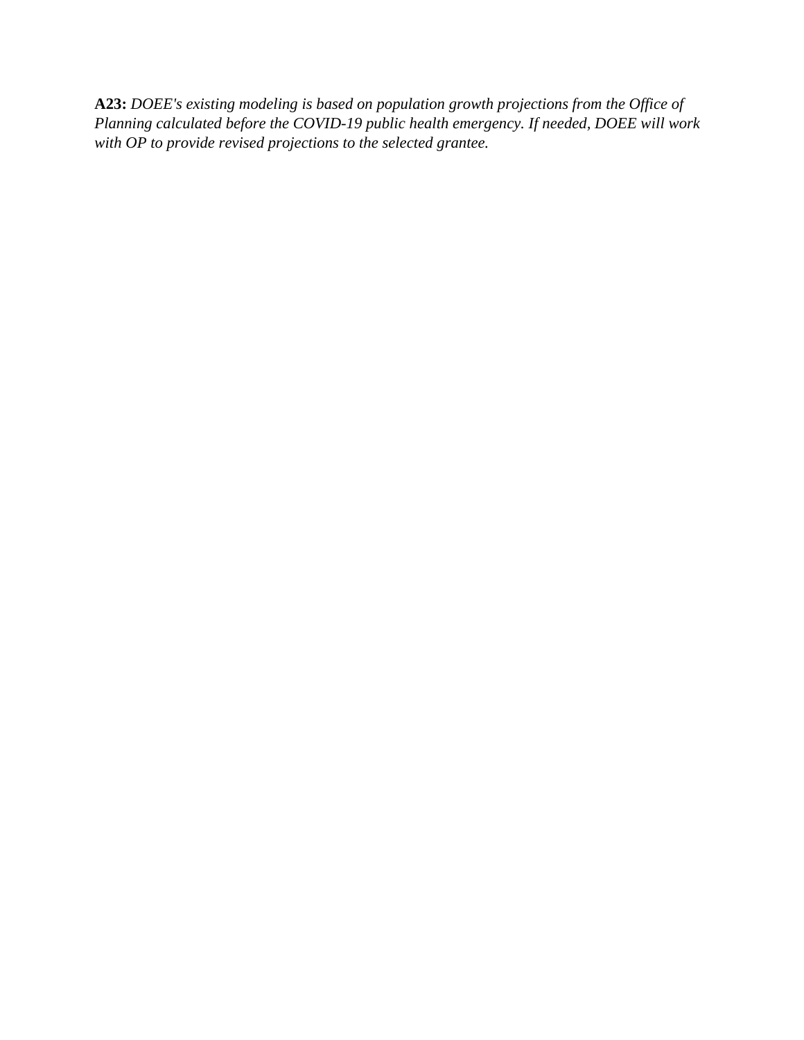**A23:** *DOEE's existing modeling is based on population growth projections from the Office of Planning calculated before the COVID-19 public health emergency. If needed, DOEE will work with OP to provide revised projections to the selected grantee.*